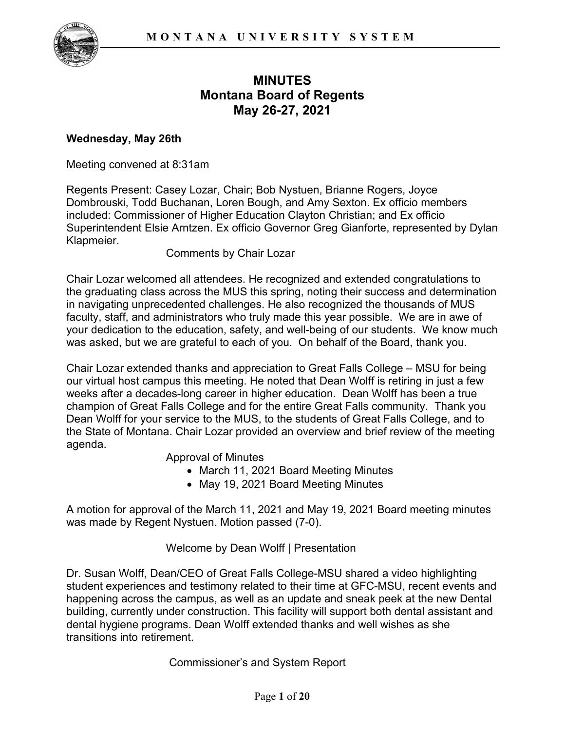# MINUTES
# Montana Board of Regents
# May 26-27, 2021

**Wednesday, May 26th**

Meeting convened at 8:31am

Regents Present: Casey Lozar, Chair; Bob Nystuen, Brianne Rogers, Joyce Dombrouski, Todd Buchanan, Loren Bough, and Amy Sexton. Ex officio members included: Commissioner of Higher Education Clayton Christian; and Ex officio Superintendent Elsie Arntzen. Ex officio Governor Greg Gianforte, represented by Dylan Klapmeier.

Comments by Chair Lozar

Chair Lozar welcomed all attendees. He recognized and extended congratulations to the graduating class across the MUS this spring, noting their success and determination in navigating unprecedented challenges. He also recognized the thousands of MUS faculty, staff, and administrators who truly made this year possible. We are in awe of your dedication to the education, safety, and well-being of our students. We know much was asked, but we are grateful to each of you. On behalf of the Board, thank you.

Chair Lozar extended thanks and appreciation to Great Falls College – MSU for being our virtual host campus this meeting. He noted that Dean Wolff is retiring in just a few weeks after a decades-long career in higher education. Dean Wolff has been a true champion of Great Falls College and for the entire Great Falls community. Thank you Dean Wolff for your service to the MUS, to the students of Great Falls College, and to the State of Montana. Chair Lozar provided an overview and brief review of the meeting agenda.

Approval of Minutes

- March 11, 2021 Board Meeting Minutes
- May 19, 2021 Board Meeting Minutes

A motion for approval of the March 11, 2021 and May 19, 2021 Board meeting minutes was made by Regent Nystuen. Motion passed (7-0).

Welcome by Dean Wolff | Presentation

Dr. Susan Wolff, Dean/CEO of Great Falls College-MSU shared a video highlighting student experiences and testimony related to their time at GFC-MSU, recent events and happening across the campus, as well as an update and sneak peek at the new Dental building, currently under construction. This facility will support both dental assistant and dental hygiene programs. Dean Wolff extended thanks and well wishes as she transitions into retirement.

Commissioner's and System Report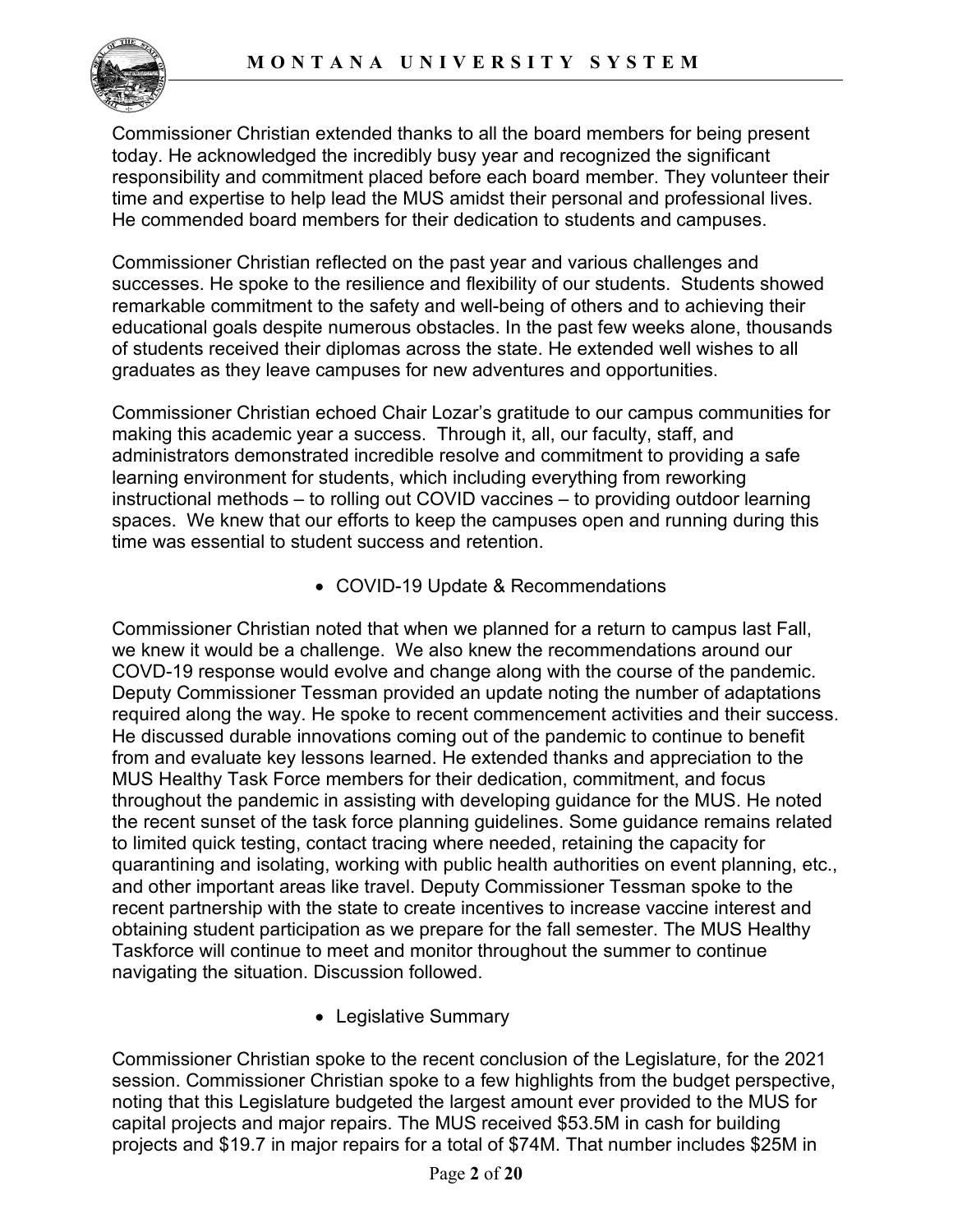Commissioner Christian extended thanks to all the board members for being present today. He acknowledged the incredibly busy year and recognized the significant responsibility and commitment placed before each board member. They volunteer their time and expertise to help lead the MUS amidst their personal and professional lives. He commended board members for their dedication to students and campuses.

Commissioner Christian reflected on the past year and various challenges and successes. He spoke to the resilience and flexibility of our students. Students showed remarkable commitment to the safety and well-being of others and to achieving their educational goals despite numerous obstacles. In the past few weeks alone, thousands of students received their diplomas across the state. He extended well wishes to all graduates as they leave campuses for new adventures and opportunities.

Commissioner Christian echoed Chair Lozar's gratitude to our campus communities for making this academic year a success. Through it, all, our faculty, staff, and administrators demonstrated incredible resolve and commitment to providing a safe learning environment for students, which including everything from reworking instructional methods – to rolling out COVID vaccines – to providing outdoor learning spaces. We knew that our efforts to keep the campuses open and running during this time was essential to student success and retention.

- COVID-19 Update & Recommendations

Commissioner Christian noted that when we planned for a return to campus last Fall, we knew it would be a challenge. We also knew the recommendations around our COVD-19 response would evolve and change along with the course of the pandemic. Deputy Commissioner Tessman provided an update noting the number of adaptations required along the way. He spoke to recent commencement activities and their success. He discussed durable innovations coming out of the pandemic to continue to benefit from and evaluate key lessons learned. He extended thanks and appreciation to the MUS Healthy Task Force members for their dedication, commitment, and focus throughout the pandemic in assisting with developing guidance for the MUS. He noted the recent sunset of the task force planning guidelines. Some guidance remains related to limited quick testing, contact tracing where needed, retaining the capacity for quarantining and isolating, working with public health authorities on event planning, etc., and other important areas like travel. Deputy Commissioner Tessman spoke to the recent partnership with the state to create incentives to increase vaccine interest and obtaining student participation as we prepare for the fall semester. The MUS Healthy Taskforce will continue to meet and monitor throughout the summer to continue navigating the situation. Discussion followed.

- Legislative Summary

Commissioner Christian spoke to the recent conclusion of the Legislature, for the 2021 session. Commissioner Christian spoke to a few highlights from the budget perspective, noting that this Legislature budgeted the largest amount ever provided to the MUS for capital projects and major repairs. The MUS received $53.5M in cash for building projects and $19.7 in major repairs for a total of $74M. That number includes $25M in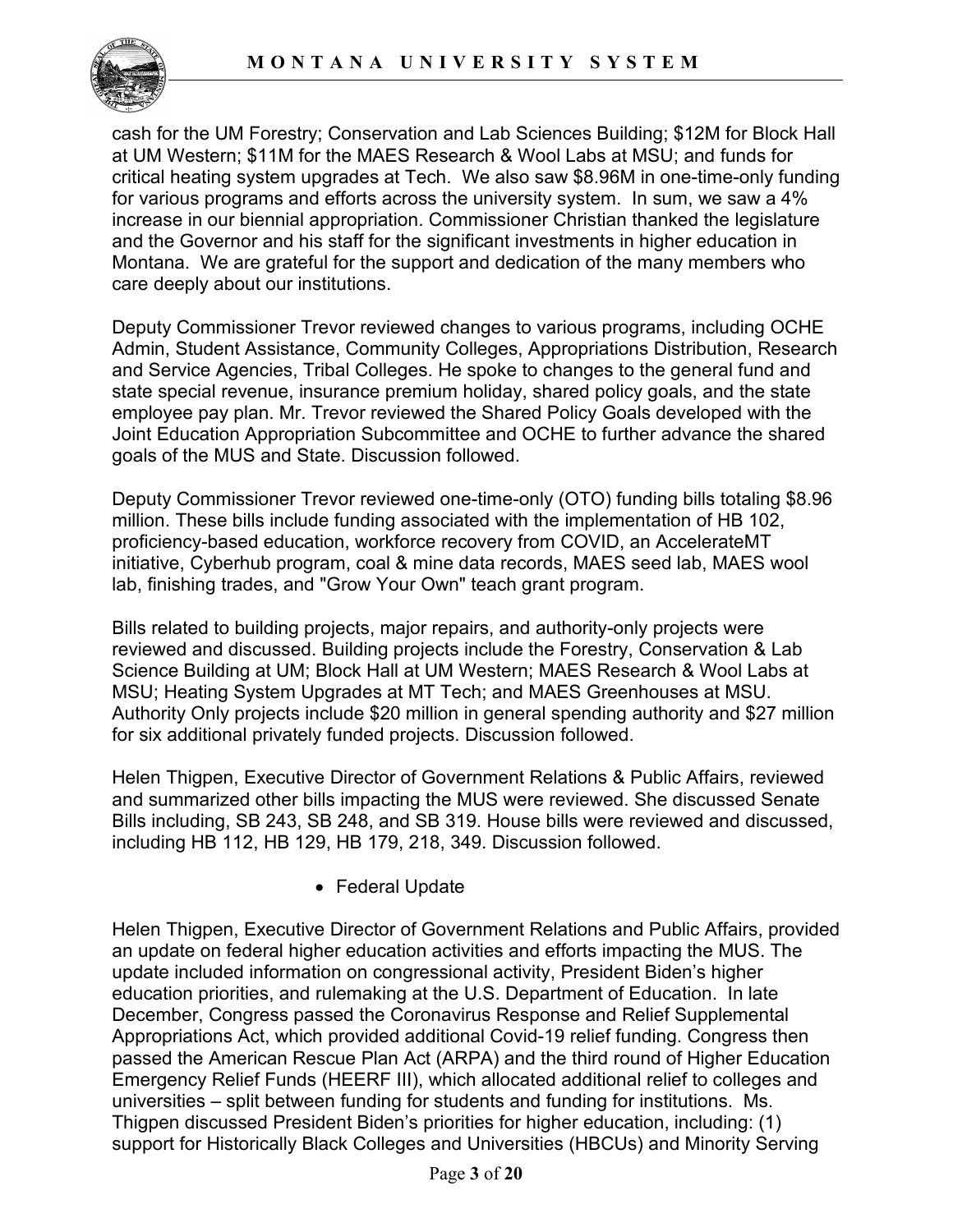cash for the UM Forestry; Conservation and Lab Sciences Building; $12M for Block Hall at UM Western; $11M for the MAES Research & Wool Labs at MSU; and funds for critical heating system upgrades at Tech. We also saw $8.96M in one-time-only funding for various programs and efforts across the university system. In sum, we saw a 4% increase in our biennial appropriation. Commissioner Christian thanked the legislature and the Governor and his staff for the significant investments in higher education in Montana. We are grateful for the support and dedication of the many members who care deeply about our institutions.

Deputy Commissioner Trevor reviewed changes to various programs, including OCHE Admin, Student Assistance, Community Colleges, Appropriations Distribution, Research and Service Agencies, Tribal Colleges. He spoke to changes to the general fund and state special revenue, insurance premium holiday, shared policy goals, and the state employee pay plan. Mr. Trevor reviewed the Shared Policy Goals developed with the Joint Education Appropriation Subcommittee and OCHE to further advance the shared goals of the MUS and State. Discussion followed.

Deputy Commissioner Trevor reviewed one-time-only (OTO) funding bills totaling $8.96 million. These bills include funding associated with the implementation of HB 102, proficiency-based education, workforce recovery from COVID, an AccelerateMT initiative, Cyberhub program, coal & mine data records, MAES seed lab, MAES wool lab, finishing trades, and "Grow Your Own" teach grant program.

Bills related to building projects, major repairs, and authority-only projects were reviewed and discussed. Building projects include the Forestry, Conservation & Lab Science Building at UM; Block Hall at UM Western; MAES Research & Wool Labs at MSU; Heating System Upgrades at MT Tech; and MAES Greenhouses at MSU. Authority Only projects include $20 million in general spending authority and $27 million for six additional privately funded projects. Discussion followed.

Helen Thigpen, Executive Director of Government Relations & Public Affairs, reviewed and summarized other bills impacting the MUS were reviewed. She discussed Senate Bills including, SB 243, SB 248, and SB 319. House bills were reviewed and discussed, including HB 112, HB 129, HB 179, 218, 349. Discussion followed.

- Federal Update

Helen Thigpen, Executive Director of Government Relations and Public Affairs, provided an update on federal higher education activities and efforts impacting the MUS. The update included information on congressional activity, President Biden's higher education priorities, and rulemaking at the U.S. Department of Education. In late December, Congress passed the Coronavirus Response and Relief Supplemental Appropriations Act, which provided additional Covid-19 relief funding. Congress then passed the American Rescue Plan Act (ARPA) and the third round of Higher Education Emergency Relief Funds (HEERF III), which allocated additional relief to colleges and universities – split between funding for students and funding for institutions. Ms. Thigpen discussed President Biden's priorities for higher education, including: (1) support for Historically Black Colleges and Universities (HBCUs) and Minority Serving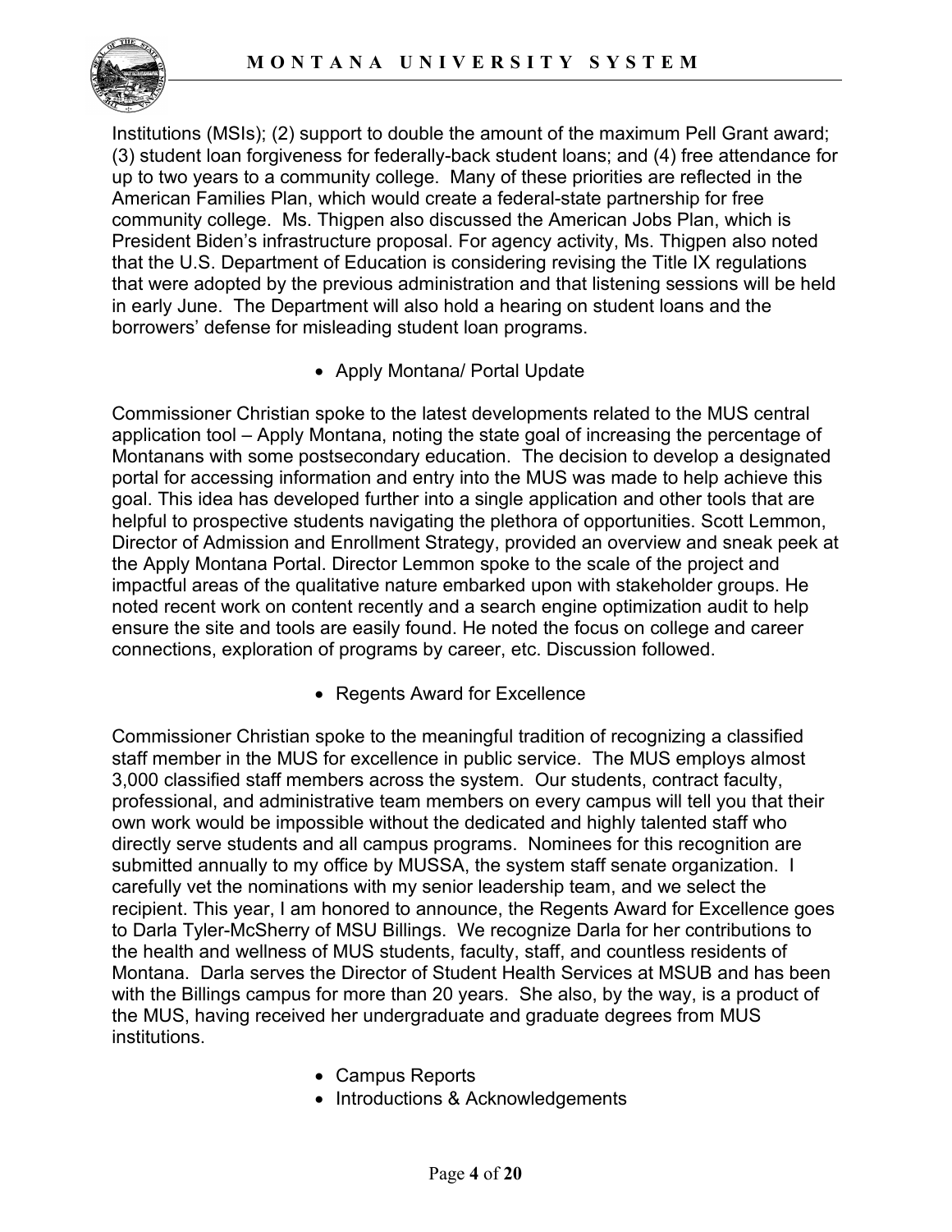Institutions (MSIs); (2) support to double the amount of the maximum Pell Grant award; (3) student loan forgiveness for federally-back student loans; and (4) free attendance for up to two years to a community college. Many of these priorities are reflected in the American Families Plan, which would create a federal-state partnership for free community college. Ms. Thigpen also discussed the American Jobs Plan, which is President Biden's infrastructure proposal. For agency activity, Ms. Thigpen also noted that the U.S. Department of Education is considering revising the Title IX regulations that were adopted by the previous administration and that listening sessions will be held in early June. The Department will also hold a hearing on student loans and the borrowers' defense for misleading student loan programs.

- Apply Montana/ Portal Update

Commissioner Christian spoke to the latest developments related to the MUS central application tool – Apply Montana, noting the state goal of increasing the percentage of Montanans with some postsecondary education. The decision to develop a designated portal for accessing information and entry into the MUS was made to help achieve this goal. This idea has developed further into a single application and other tools that are helpful to prospective students navigating the plethora of opportunities. Scott Lemmon, Director of Admission and Enrollment Strategy, provided an overview and sneak peek at the Apply Montana Portal. Director Lemmon spoke to the scale of the project and impactful areas of the qualitative nature embarked upon with stakeholder groups. He noted recent work on content recently and a search engine optimization audit to help ensure the site and tools are easily found. He noted the focus on college and career connections, exploration of programs by career, etc. Discussion followed.

- Regents Award for Excellence

Commissioner Christian spoke to the meaningful tradition of recognizing a classified staff member in the MUS for excellence in public service. The MUS employs almost 3,000 classified staff members across the system. Our students, contract faculty, professional, and administrative team members on every campus will tell you that their own work would be impossible without the dedicated and highly talented staff who directly serve students and all campus programs. Nominees for this recognition are submitted annually to my office by MUSSA, the system staff senate organization. I carefully vet the nominations with my senior leadership team, and we select the recipient. This year, I am honored to announce, the Regents Award for Excellence goes to Darla Tyler-McSherry of MSU Billings. We recognize Darla for her contributions to the health and wellness of MUS students, faculty, staff, and countless residents of Montana. Darla serves the Director of Student Health Services at MSUB and has been with the Billings campus for more than 20 years. She also, by the way, is a product of the MUS, having received her undergraduate and graduate degrees from MUS institutions.

- Campus Reports
- Introductions & Acknowledgements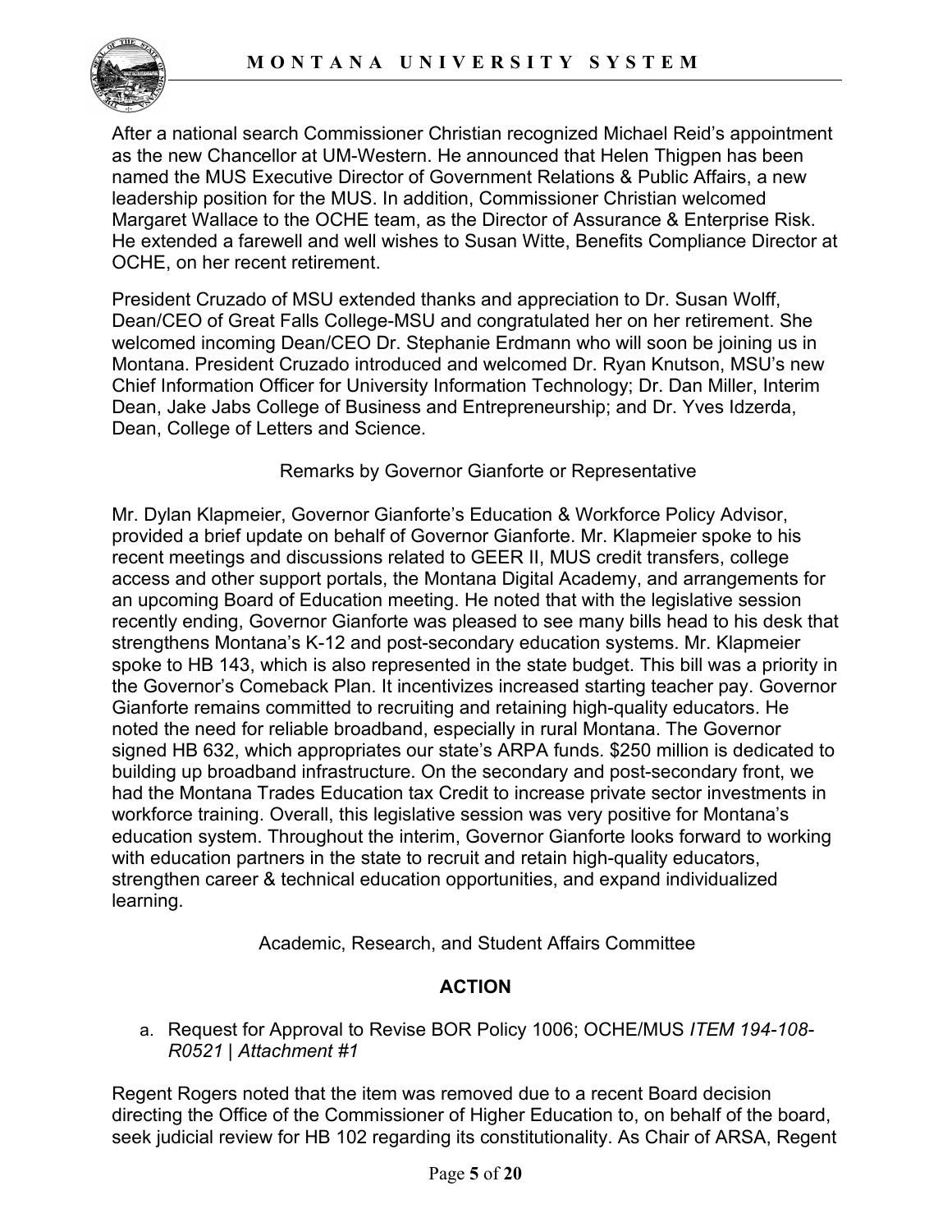After a national search Commissioner Christian recognized Michael Reid's appointment as the new Chancellor at UM-Western. He announced that Helen Thigpen has been named the MUS Executive Director of Government Relations & Public Affairs, a new leadership position for the MUS. In addition, Commissioner Christian welcomed Margaret Wallace to the OCHE team, as the Director of Assurance & Enterprise Risk. He extended a farewell and well wishes to Susan Witte, Benefits Compliance Director at OCHE, on her recent retirement.

President Cruzado of MSU extended thanks and appreciation to Dr. Susan Wolff, Dean/CEO of Great Falls College-MSU and congratulated her on her retirement. She welcomed incoming Dean/CEO Dr. Stephanie Erdmann who will soon be joining us in Montana. President Cruzado introduced and welcomed Dr. Ryan Knutson, MSU's new Chief Information Officer for University Information Technology; Dr. Dan Miller, Interim Dean, Jake Jabs College of Business and Entrepreneurship; and Dr. Yves Idzerda, Dean, College of Letters and Science.

Remarks by Governor Gianforte or Representative

Mr. Dylan Klapmeier, Governor Gianforte's Education & Workforce Policy Advisor, provided a brief update on behalf of Governor Gianforte. Mr. Klapmeier spoke to his recent meetings and discussions related to GEER II, MUS credit transfers, college access and other support portals, the Montana Digital Academy, and arrangements for an upcoming Board of Education meeting. He noted that with the legislative session recently ending, Governor Gianforte was pleased to see many bills head to his desk that strengthens Montana's K-12 and post-secondary education systems. Mr. Klapmeier spoke to HB 143, which is also represented in the state budget. This bill was a priority in the Governor's Comeback Plan. It incentivizes increased starting teacher pay. Governor Gianforte remains committed to recruiting and retaining high-quality educators. He noted the need for reliable broadband, especially in rural Montana. The Governor signed HB 632, which appropriates our state's ARPA funds. $250 million is dedicated to building up broadband infrastructure. On the secondary and post-secondary front, we had the Montana Trades Education tax Credit to increase private sector investments in workforce training. Overall, this legislative session was very positive for Montana's education system. Throughout the interim, Governor Gianforte looks forward to working with education partners in the state to recruit and retain high-quality educators, strengthen career & technical education opportunities, and expand individualized learning.

Academic, Research, and Student Affairs Committee

**ACTION**

a. Request for Approval to Revise BOR Policy 1006; OCHE/MUS *ITEM 194-108-R0521 | Attachment #1*

Regent Rogers noted that the item was removed due to a recent Board decision directing the Office of the Commissioner of Higher Education to, on behalf of the board, seek judicial review for HB 102 regarding its constitutionality. As Chair of ARSA, Regent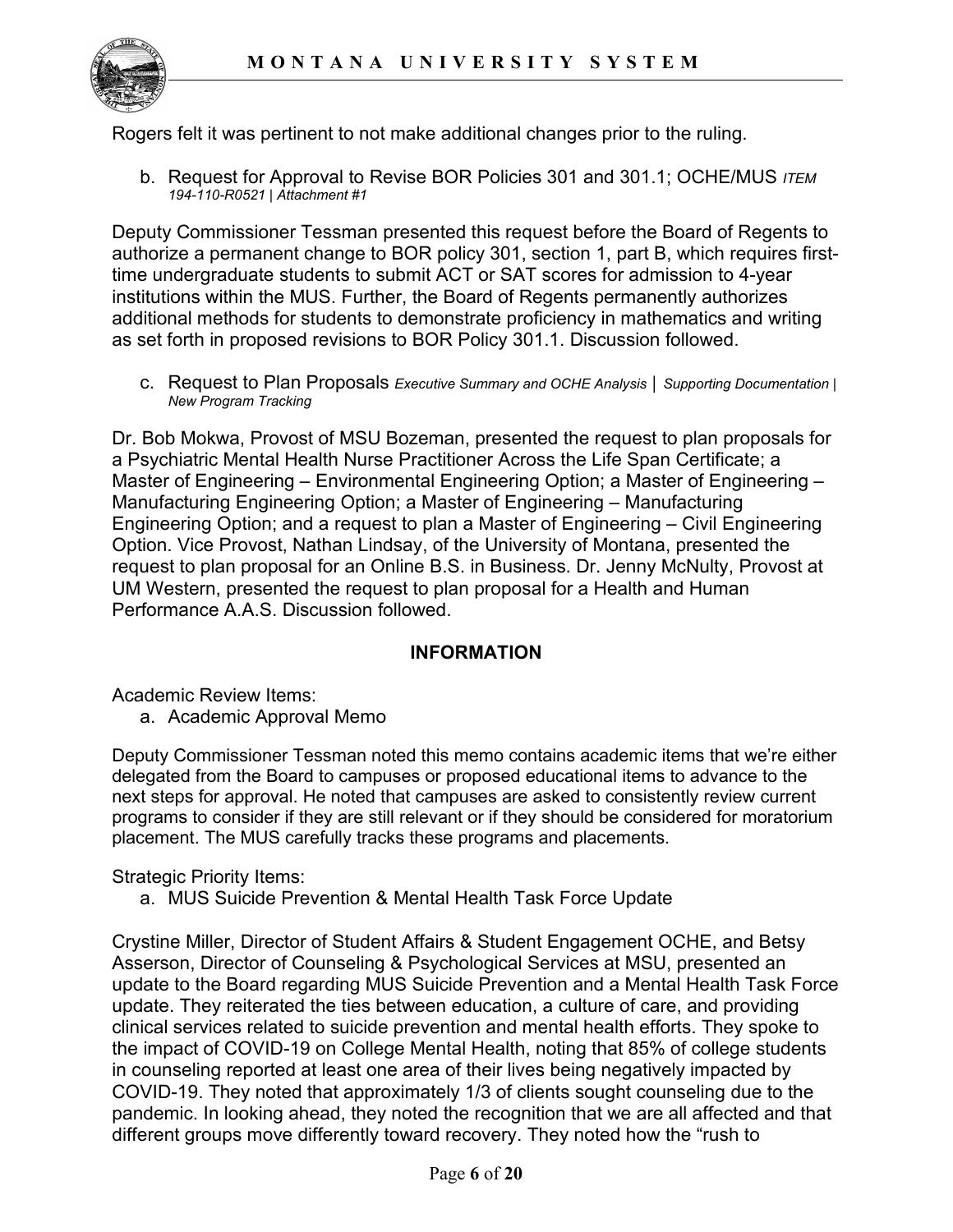Rogers felt it was pertinent to not make additional changes prior to the ruling.

b. Request for Approval to Revise BOR Policies 301 and 301.1; OCHE/MUS *ITEM 194-110-R0521 | Attachment #1*

Deputy Commissioner Tessman presented this request before the Board of Regents to authorize a permanent change to BOR policy 301, section 1, part B, which requires first-time undergraduate students to submit ACT or SAT scores for admission to 4-year institutions within the MUS. Further, the Board of Regents permanently authorizes additional methods for students to demonstrate proficiency in mathematics and writing as set forth in proposed revisions to BOR Policy 301.1. Discussion followed.

c. Request to Plan Proposals *Executive Summary and OCHE Analysis | Supporting Documentation | New Program Tracking*

Dr. Bob Mokwa, Provost of MSU Bozeman, presented the request to plan proposals for a Psychiatric Mental Health Nurse Practitioner Across the Life Span Certificate; a Master of Engineering – Environmental Engineering Option; a Master of Engineering – Manufacturing Engineering Option; a Master of Engineering – Manufacturing Engineering Option; and a request to plan a Master of Engineering – Civil Engineering Option. Vice Provost, Nathan Lindsay, of the University of Montana, presented the request to plan proposal for an Online B.S. in Business. Dr. Jenny McNulty, Provost at UM Western, presented the request to plan proposal for a Health and Human Performance A.A.S. Discussion followed.

**INFORMATION**

Academic Review Items:

a. Academic Approval Memo

Deputy Commissioner Tessman noted this memo contains academic items that we're either delegated from the Board to campuses or proposed educational items to advance to the next steps for approval. He noted that campuses are asked to consistently review current programs to consider if they are still relevant or if they should be considered for moratorium placement. The MUS carefully tracks these programs and placements.

Strategic Priority Items:

a. MUS Suicide Prevention & Mental Health Task Force Update

Crystine Miller, Director of Student Affairs & Student Engagement OCHE, and Betsy Asserson, Director of Counseling & Psychological Services at MSU, presented an update to the Board regarding MUS Suicide Prevention and a Mental Health Task Force update. They reiterated the ties between education, a culture of care, and providing clinical services related to suicide prevention and mental health efforts. They spoke to the impact of COVID-19 on College Mental Health, noting that 85% of college students in counseling reported at least one area of their lives being negatively impacted by COVID-19. They noted that approximately 1/3 of clients sought counseling due to the pandemic. In looking ahead, they noted the recognition that we are all affected and that different groups move differently toward recovery. They noted how the "rush to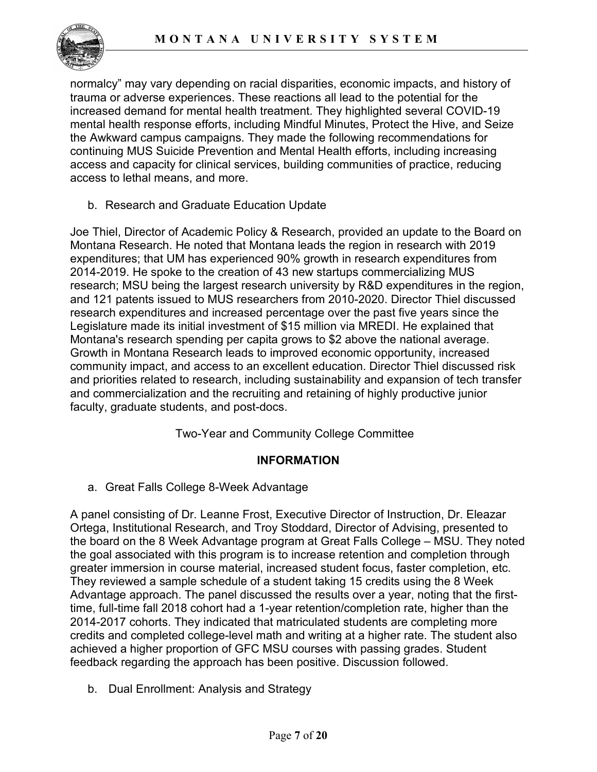normalcy" may vary depending on racial disparities, economic impacts, and history of trauma or adverse experiences. These reactions all lead to the potential for the increased demand for mental health treatment. They highlighted several COVID-19 mental health response efforts, including Mindful Minutes, Protect the Hive, and Seize the Awkward campus campaigns. They made the following recommendations for continuing MUS Suicide Prevention and Mental Health efforts, including increasing access and capacity for clinical services, building communities of practice, reducing access to lethal means, and more.

b. Research and Graduate Education Update

Joe Thiel, Director of Academic Policy & Research, provided an update to the Board on Montana Research. He noted that Montana leads the region in research with 2019 expenditures; that UM has experienced 90% growth in research expenditures from 2014-2019. He spoke to the creation of 43 new startups commercializing MUS research; MSU being the largest research university by R&D expenditures in the region, and 121 patents issued to MUS researchers from 2010-2020. Director Thiel discussed research expenditures and increased percentage over the past five years since the Legislature made its initial investment of $15 million via MREDI. He explained that Montana's research spending per capita grows to $2 above the national average. Growth in Montana Research leads to improved economic opportunity, increased community impact, and access to an excellent education. Director Thiel discussed risk and priorities related to research, including sustainability and expansion of tech transfer and commercialization and the recruiting and retaining of highly productive junior faculty, graduate students, and post-docs.

## Two-Year and Community College Committee

### INFORMATION

a. Great Falls College 8-Week Advantage

A panel consisting of Dr. Leanne Frost, Executive Director of Instruction, Dr. Eleazar Ortega, Institutional Research, and Troy Stoddard, Director of Advising, presented to the board on the 8 Week Advantage program at Great Falls College – MSU. They noted the goal associated with this program is to increase retention and completion through greater immersion in course material, increased student focus, faster completion, etc. They reviewed a sample schedule of a student taking 15 credits using the 8 Week Advantage approach. The panel discussed the results over a year, noting that the first-time, full-time fall 2018 cohort had a 1-year retention/completion rate, higher than the 2014-2017 cohorts. They indicated that matriculated students are completing more credits and completed college-level math and writing at a higher rate. The student also achieved a higher proportion of GFC MSU courses with passing grades. Student feedback regarding the approach has been positive. Discussion followed.

b. Dual Enrollment: Analysis and Strategy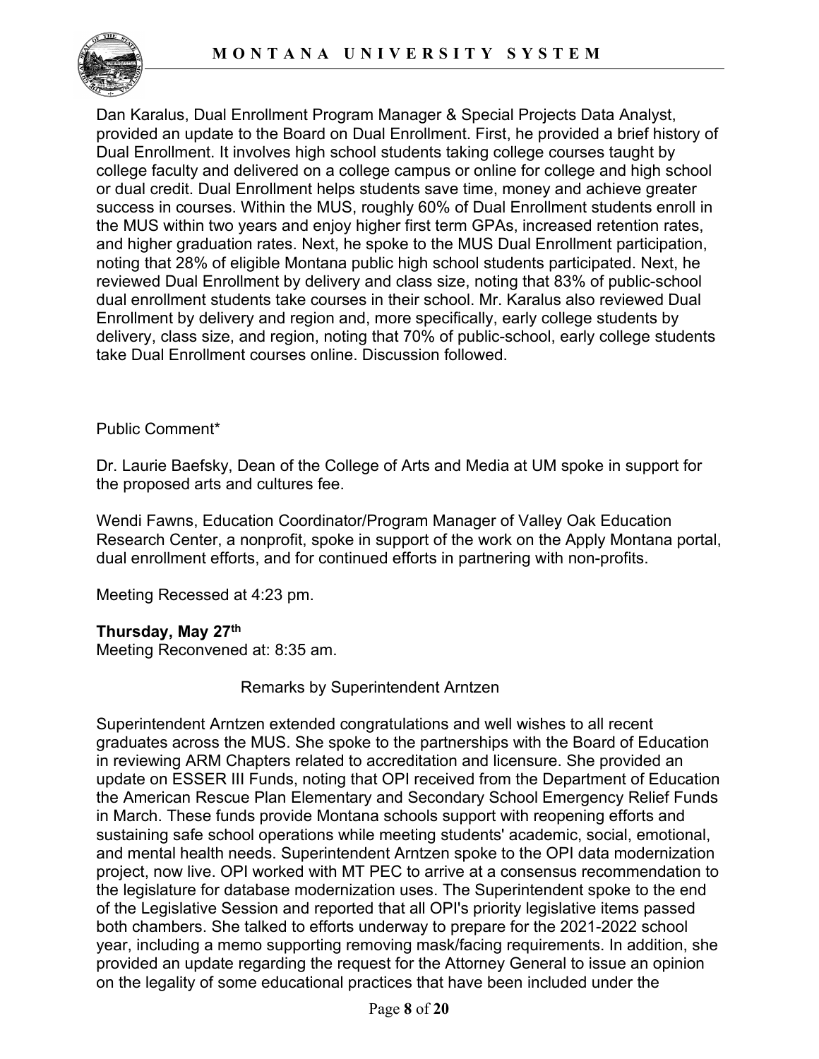Dan Karalus, Dual Enrollment Program Manager & Special Projects Data Analyst, provided an update to the Board on Dual Enrollment. First, he provided a brief history of Dual Enrollment. It involves high school students taking college courses taught by college faculty and delivered on a college campus or online for college and high school or dual credit. Dual Enrollment helps students save time, money and achieve greater success in courses. Within the MUS, roughly 60% of Dual Enrollment students enroll in the MUS within two years and enjoy higher first term GPAs, increased retention rates, and higher graduation rates. Next, he spoke to the MUS Dual Enrollment participation, noting that 28% of eligible Montana public high school students participated. Next, he reviewed Dual Enrollment by delivery and class size, noting that 83% of public-school dual enrollment students take courses in their school. Mr. Karalus also reviewed Dual Enrollment by delivery and region and, more specifically, early college students by delivery, class size, and region, noting that 70% of public-school, early college students take Dual Enrollment courses online. Discussion followed.

Public Comment*

Dr. Laurie Baefsky, Dean of the College of Arts and Media at UM spoke in support for the proposed arts and cultures fee.

Wendi Fawns, Education Coordinator/Program Manager of Valley Oak Education Research Center, a nonprofit, spoke in support of the work on the Apply Montana portal, dual enrollment efforts, and for continued efforts in partnering with non-profits.

Meeting Recessed at 4:23 pm.

**Thursday, May 27th**
Meeting Reconvened at: 8:35 am.

Remarks by Superintendent Arntzen

Superintendent Arntzen extended congratulations and well wishes to all recent graduates across the MUS. She spoke to the partnerships with the Board of Education in reviewing ARM Chapters related to accreditation and licensure. She provided an update on ESSER III Funds, noting that OPI received from the Department of Education the American Rescue Plan Elementary and Secondary School Emergency Relief Funds in March. These funds provide Montana schools support with reopening efforts and sustaining safe school operations while meeting students' academic, social, emotional, and mental health needs. Superintendent Arntzen spoke to the OPI data modernization project, now live. OPI worked with MT PEC to arrive at a consensus recommendation to the legislature for database modernization uses. The Superintendent spoke to the end of the Legislative Session and reported that all OPI's priority legislative items passed both chambers. She talked to efforts underway to prepare for the 2021-2022 school year, including a memo supporting removing mask/facing requirements. In addition, she provided an update regarding the request for the Attorney General to issue an opinion on the legality of some educational practices that have been included under the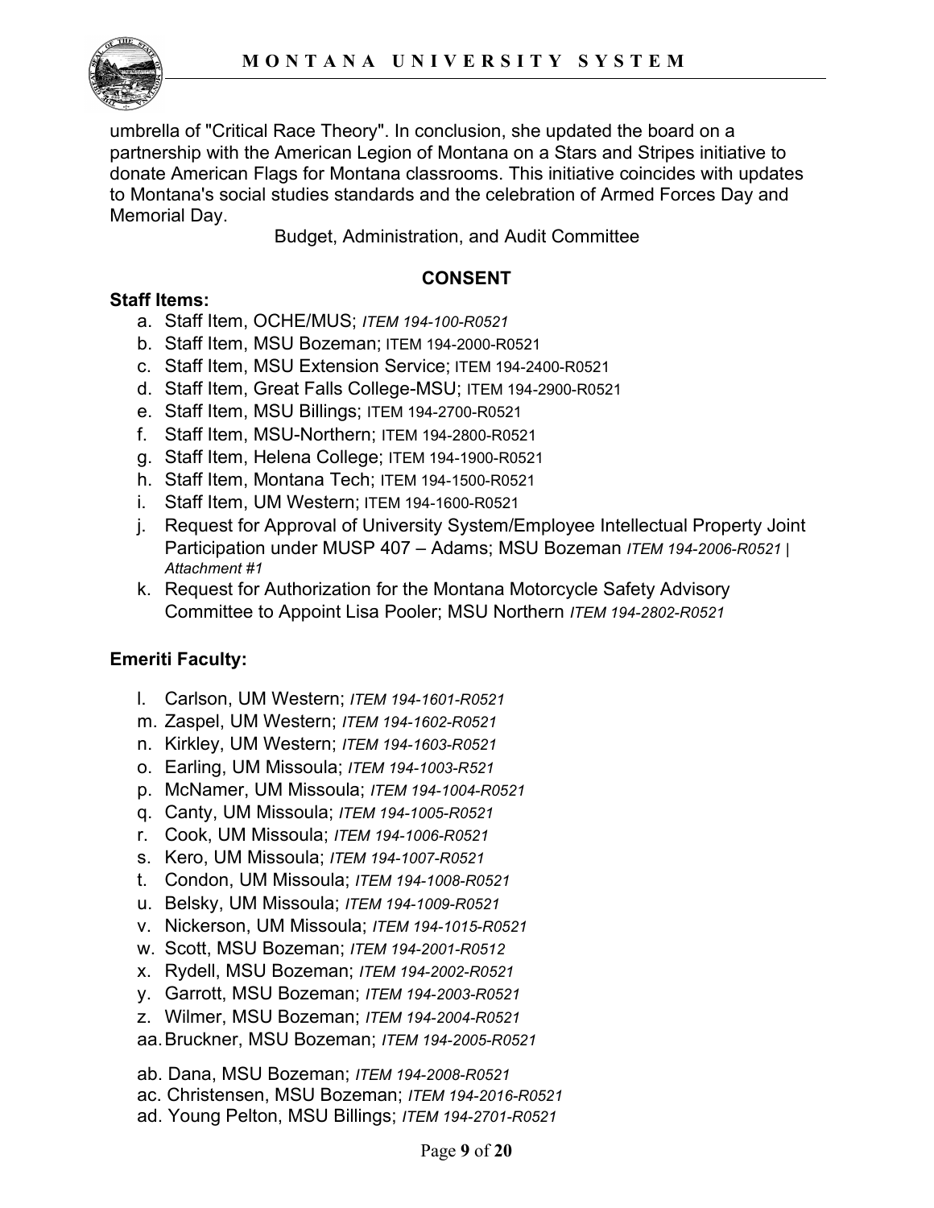umbrella of "Critical Race Theory". In conclusion, she updated the board on a partnership with the American Legion of Montana on a Stars and Stripes initiative to donate American Flags for Montana classrooms. This initiative coincides with updates to Montana's social studies standards and the celebration of Armed Forces Day and Memorial Day.

Budget, Administration, and Audit Committee

**CONSENT**

**Staff Items:**

a. Staff Item, OCHE/MUS; *ITEM 194-100-R0521*
b. Staff Item, MSU Bozeman; ITEM 194-2000-R0521
c. Staff Item, MSU Extension Service; ITEM 194-2400-R0521
d. Staff Item, Great Falls College-MSU; ITEM 194-2900-R0521
e. Staff Item, MSU Billings; ITEM 194-2700-R0521
f. Staff Item, MSU-Northern; ITEM 194-2800-R0521
g. Staff Item, Helena College; ITEM 194-1900-R0521
h. Staff Item, Montana Tech; ITEM 194-1500-R0521
i. Staff Item, UM Western; ITEM 194-1600-R0521
j. Request for Approval of University System/Employee Intellectual Property Joint Participation under MUSP 407 – Adams; MSU Bozeman *ITEM 194-2006-R0521 | Attachment #1*
k. Request for Authorization for the Montana Motorcycle Safety Advisory Committee to Appoint Lisa Pooler; MSU Northern *ITEM 194-2802-R0521*

**Emeriti Faculty:**

l. Carlson, UM Western; *ITEM 194-1601-R0521*
m. Zaspel, UM Western; *ITEM 194-1602-R0521*
n. Kirkley, UM Western; *ITEM 194-1603-R0521*
o. Earling, UM Missoula; *ITEM 194-1003-R521*
p. McNamer, UM Missoula; *ITEM 194-1004-R0521*
q. Canty, UM Missoula; *ITEM 194-1005-R0521*
r. Cook, UM Missoula; *ITEM 194-1006-R0521*
s. Kero, UM Missoula; *ITEM 194-1007-R0521*
t. Condon, UM Missoula; *ITEM 194-1008-R0521*
u. Belsky, UM Missoula; *ITEM 194-1009-R0521*
v. Nickerson, UM Missoula; *ITEM 194-1015-R0521*
w. Scott, MSU Bozeman; *ITEM 194-2001-R0512*
x. Rydell, MSU Bozeman; *ITEM 194-2002-R0521*
y. Garrott, MSU Bozeman; *ITEM 194-2003-R0521*
z. Wilmer, MSU Bozeman; *ITEM 194-2004-R0521*
aa. Bruckner, MSU Bozeman; *ITEM 194-2005-R0521*

ab. Dana, MSU Bozeman; *ITEM 194-2008-R0521*
ac. Christensen, MSU Bozeman; *ITEM 194-2016-R0521*
ad. Young Pelton, MSU Billings; *ITEM 194-2701-R0521*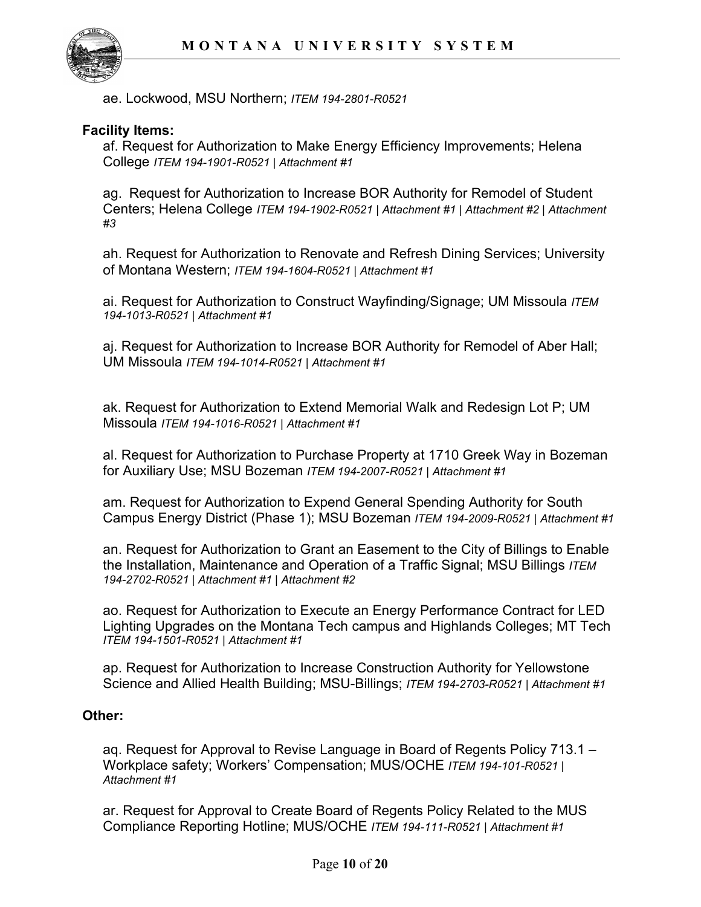ae. Lockwood, MSU Northern; *ITEM 194-2801-R0521*

**Facility Items:**

af. Request for Authorization to Make Energy Efficiency Improvements; Helena College *ITEM 194-1901-R0521 | Attachment #1*

ag. Request for Authorization to Increase BOR Authority for Remodel of Student Centers; Helena College *ITEM 194-1902-R0521 | Attachment #1 | Attachment #2 | Attachment #3*

ah. Request for Authorization to Renovate and Refresh Dining Services; University of Montana Western; *ITEM 194-1604-R0521 | Attachment #1*

ai. Request for Authorization to Construct Wayfinding/Signage; UM Missoula *ITEM 194-1013-R0521 | Attachment #1*

aj. Request for Authorization to Increase BOR Authority for Remodel of Aber Hall; UM Missoula *ITEM 194-1014-R0521 | Attachment #1*

ak. Request for Authorization to Extend Memorial Walk and Redesign Lot P; UM Missoula *ITEM 194-1016-R0521 | Attachment #1*

al. Request for Authorization to Purchase Property at 1710 Greek Way in Bozeman for Auxiliary Use; MSU Bozeman *ITEM 194-2007-R0521 | Attachment #1*

am. Request for Authorization to Expend General Spending Authority for South Campus Energy District (Phase 1); MSU Bozeman *ITEM 194-2009-R0521 | Attachment #1*

an. Request for Authorization to Grant an Easement to the City of Billings to Enable the Installation, Maintenance and Operation of a Traffic Signal; MSU Billings *ITEM 194-2702-R0521 | Attachment #1 | Attachment #2*

ao. Request for Authorization to Execute an Energy Performance Contract for LED Lighting Upgrades on the Montana Tech campus and Highlands Colleges; MT Tech *ITEM 194-1501-R0521 | Attachment #1*

ap. Request for Authorization to Increase Construction Authority for Yellowstone Science and Allied Health Building; MSU-Billings; *ITEM 194-2703-R0521 | Attachment #1*

**Other:**

aq. Request for Approval to Revise Language in Board of Regents Policy 713.1 – Workplace safety; Workers' Compensation; MUS/OCHE *ITEM 194-101-R0521 | Attachment #1*

ar. Request for Approval to Create Board of Regents Policy Related to the MUS Compliance Reporting Hotline; MUS/OCHE *ITEM 194-111-R0521 | Attachment #1*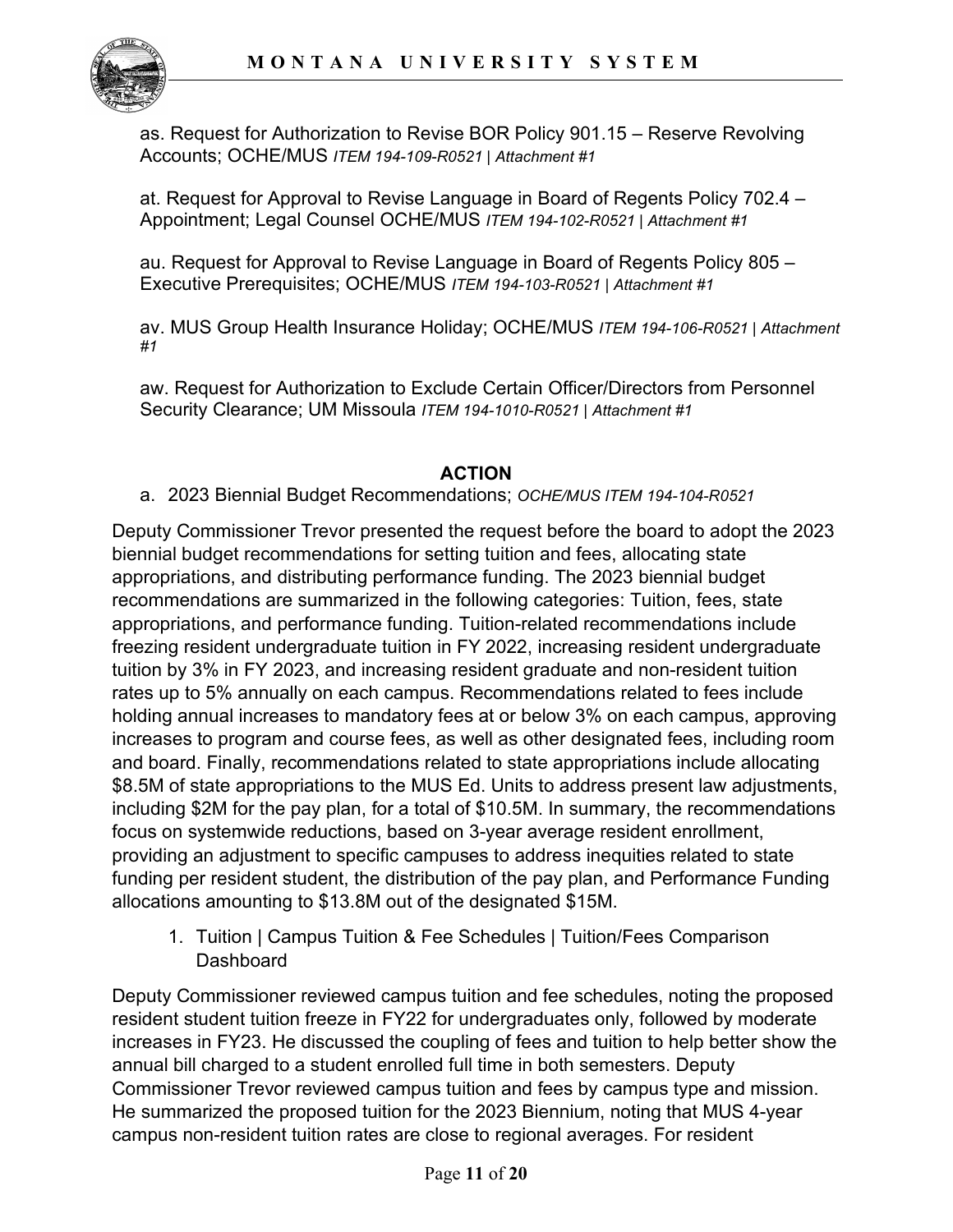as. Request for Authorization to Revise BOR Policy 901.15 – Reserve Revolving Accounts; OCHE/MUS *ITEM 194-109-R0521 | Attachment #1*

at. Request for Approval to Revise Language in Board of Regents Policy 702.4 – Appointment; Legal Counsel OCHE/MUS *ITEM 194-102-R0521 | Attachment #1*

au. Request for Approval to Revise Language in Board of Regents Policy 805 – Executive Prerequisites; OCHE/MUS *ITEM 194-103-R0521 | Attachment #1*

av. MUS Group Health Insurance Holiday; OCHE/MUS *ITEM 194-106-R0521 | Attachment #1*

aw. Request for Authorization to Exclude Certain Officer/Directors from Personnel Security Clearance; UM Missoula *ITEM 194-1010-R0521 | Attachment #1*

## ACTION

a. 2023 Biennial Budget Recommendations; *OCHE/MUS ITEM 194-104-R0521*

Deputy Commissioner Trevor presented the request before the board to adopt the 2023 biennial budget recommendations for setting tuition and fees, allocating state appropriations, and distributing performance funding. The 2023 biennial budget recommendations are summarized in the following categories: Tuition, fees, state appropriations, and performance funding. Tuition-related recommendations include freezing resident undergraduate tuition in FY 2022, increasing resident undergraduate tuition by 3% in FY 2023, and increasing resident graduate and non-resident tuition rates up to 5% annually on each campus. Recommendations related to fees include holding annual increases to mandatory fees at or below 3% on each campus, approving increases to program and course fees, as well as other designated fees, including room and board. Finally, recommendations related to state appropriations include allocating $8.5M of state appropriations to the MUS Ed. Units to address present law adjustments, including $2M for the pay plan, for a total of $10.5M. In summary, the recommendations focus on systemwide reductions, based on 3-year average resident enrollment, providing an adjustment to specific campuses to address inequities related to state funding per resident student, the distribution of the pay plan, and Performance Funding allocations amounting to $13.8M out of the designated $15M.

1. Tuition | Campus Tuition & Fee Schedules | Tuition/Fees Comparison Dashboard

Deputy Commissioner reviewed campus tuition and fee schedules, noting the proposed resident student tuition freeze in FY22 for undergraduates only, followed by moderate increases in FY23. He discussed the coupling of fees and tuition to help better show the annual bill charged to a student enrolled full time in both semesters. Deputy Commissioner Trevor reviewed campus tuition and fees by campus type and mission. He summarized the proposed tuition for the 2023 Biennium, noting that MUS 4-year campus non-resident tuition rates are close to regional averages. For resident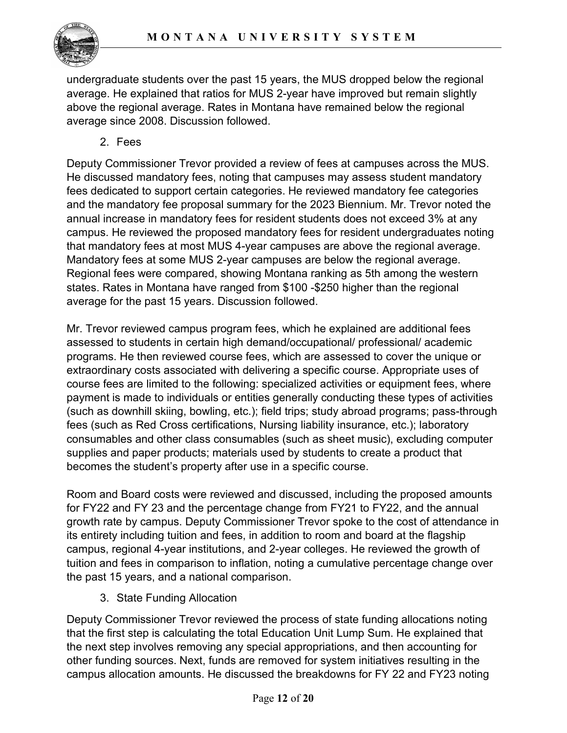undergraduate students over the past 15 years, the MUS dropped below the regional average. He explained that ratios for MUS 2-year have improved but remain slightly above the regional average. Rates in Montana have remained below the regional average since 2008. Discussion followed.

2. Fees

Deputy Commissioner Trevor provided a review of fees at campuses across the MUS. He discussed mandatory fees, noting that campuses may assess student mandatory fees dedicated to support certain categories. He reviewed mandatory fee categories and the mandatory fee proposal summary for the 2023 Biennium. Mr. Trevor noted the annual increase in mandatory fees for resident students does not exceed 3% at any campus. He reviewed the proposed mandatory fees for resident undergraduates noting that mandatory fees at most MUS 4-year campuses are above the regional average. Mandatory fees at some MUS 2-year campuses are below the regional average. Regional fees were compared, showing Montana ranking as 5th among the western states. Rates in Montana have ranged from $100 -$250 higher than the regional average for the past 15 years. Discussion followed.

Mr. Trevor reviewed campus program fees, which he explained are additional fees assessed to students in certain high demand/occupational/ professional/ academic programs. He then reviewed course fees, which are assessed to cover the unique or extraordinary costs associated with delivering a specific course. Appropriate uses of course fees are limited to the following: specialized activities or equipment fees, where payment is made to individuals or entities generally conducting these types of activities (such as downhill skiing, bowling, etc.); field trips; study abroad programs; pass-through fees (such as Red Cross certifications, Nursing liability insurance, etc.); laboratory consumables and other class consumables (such as sheet music), excluding computer supplies and paper products; materials used by students to create a product that becomes the student's property after use in a specific course.

Room and Board costs were reviewed and discussed, including the proposed amounts for FY22 and FY 23 and the percentage change from FY21 to FY22, and the annual growth rate by campus. Deputy Commissioner Trevor spoke to the cost of attendance in its entirety including tuition and fees, in addition to room and board at the flagship campus, regional 4-year institutions, and 2-year colleges. He reviewed the growth of tuition and fees in comparison to inflation, noting a cumulative percentage change over the past 15 years, and a national comparison.

3. State Funding Allocation

Deputy Commissioner Trevor reviewed the process of state funding allocations noting that the first step is calculating the total Education Unit Lump Sum. He explained that the next step involves removing any special appropriations, and then accounting for other funding sources. Next, funds are removed for system initiatives resulting in the campus allocation amounts. He discussed the breakdowns for FY 22 and FY23 noting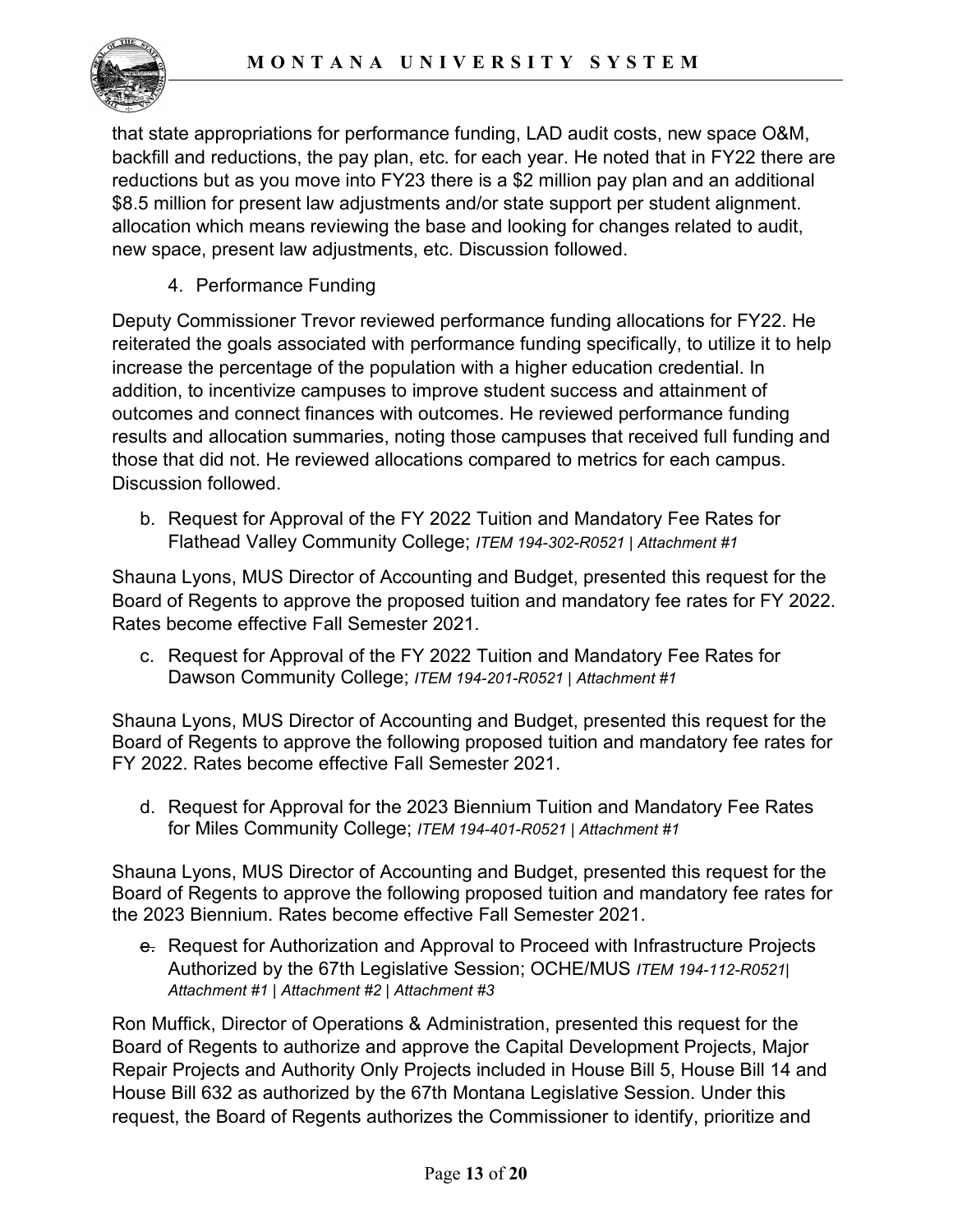that state appropriations for performance funding, LAD audit costs, new space O&M, backfill and reductions, the pay plan, etc. for each year. He noted that in FY22 there are reductions but as you move into FY23 there is a $2 million pay plan and an additional $8.5 million for present law adjustments and/or state support per student alignment. allocation which means reviewing the base and looking for changes related to audit, new space, present law adjustments, etc. Discussion followed.

4. Performance Funding

Deputy Commissioner Trevor reviewed performance funding allocations for FY22. He reiterated the goals associated with performance funding specifically, to utilize it to help increase the percentage of the population with a higher education credential. In addition, to incentivize campuses to improve student success and attainment of outcomes and connect finances with outcomes. He reviewed performance funding results and allocation summaries, noting those campuses that received full funding and those that did not. He reviewed allocations compared to metrics for each campus. Discussion followed.

b. Request for Approval of the FY 2022 Tuition and Mandatory Fee Rates for Flathead Valley Community College; *ITEM 194-302-R0521 | Attachment #1*

Shauna Lyons, MUS Director of Accounting and Budget, presented this request for the Board of Regents to approve the proposed tuition and mandatory fee rates for FY 2022. Rates become effective Fall Semester 2021.

c. Request for Approval of the FY 2022 Tuition and Mandatory Fee Rates for Dawson Community College; *ITEM 194-201-R0521 | Attachment #1*

Shauna Lyons, MUS Director of Accounting and Budget, presented this request for the Board of Regents to approve the following proposed tuition and mandatory fee rates for FY 2022. Rates become effective Fall Semester 2021.

d. Request for Approval for the 2023 Biennium Tuition and Mandatory Fee Rates for Miles Community College; *ITEM 194-401-R0521 | Attachment #1*

Shauna Lyons, MUS Director of Accounting and Budget, presented this request for the Board of Regents to approve the following proposed tuition and mandatory fee rates for the 2023 Biennium. Rates become effective Fall Semester 2021.

~~e.~~ Request for Authorization and Approval to Proceed with Infrastructure Projects Authorized by the 67th Legislative Session; OCHE/MUS *ITEM 194-112-R0521| Attachment #1 | Attachment #2 | Attachment #3*

Ron Muffick, Director of Operations & Administration, presented this request for the Board of Regents to authorize and approve the Capital Development Projects, Major Repair Projects and Authority Only Projects included in House Bill 5, House Bill 14 and House Bill 632 as authorized by the 67th Montana Legislative Session. Under this request, the Board of Regents authorizes the Commissioner to identify, prioritize and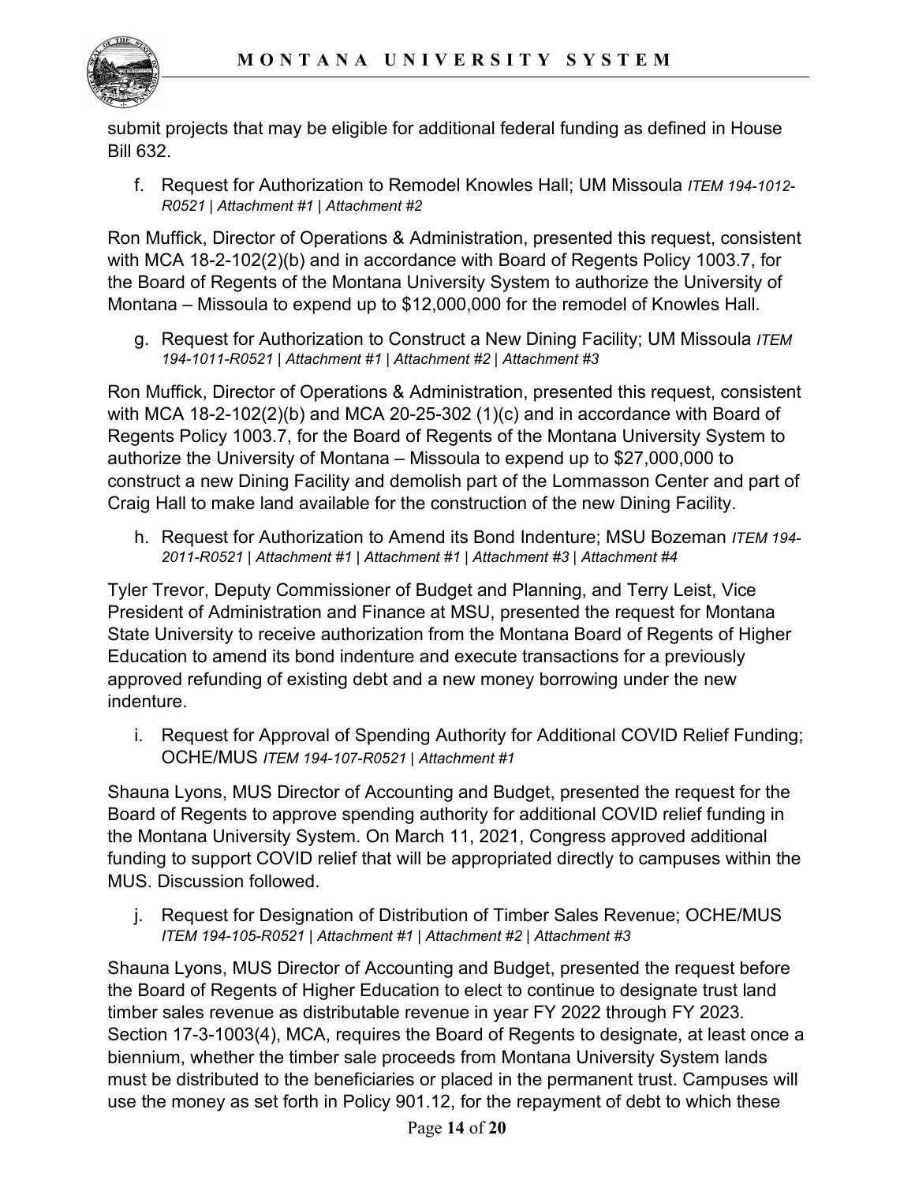submit projects that may be eligible for additional federal funding as defined in House Bill 632.

f. Request for Authorization to Remodel Knowles Hall; UM Missoula *ITEM 194-1012-R0521 | Attachment #1 | Attachment #2*

Ron Muffick, Director of Operations & Administration, presented this request, consistent with MCA 18-2-102(2)(b) and in accordance with Board of Regents Policy 1003.7, for the Board of Regents of the Montana University System to authorize the University of Montana – Missoula to expend up to $12,000,000 for the remodel of Knowles Hall.

g. Request for Authorization to Construct a New Dining Facility; UM Missoula *ITEM 194-1011-R0521 | Attachment #1 | Attachment #2 | Attachment #3*

Ron Muffick, Director of Operations & Administration, presented this request, consistent with MCA 18-2-102(2)(b) and MCA 20-25-302 (1)(c) and in accordance with Board of Regents Policy 1003.7, for the Board of Regents of the Montana University System to authorize the University of Montana – Missoula to expend up to $27,000,000 to construct a new Dining Facility and demolish part of the Lommasson Center and part of Craig Hall to make land available for the construction of the new Dining Facility.

h. Request for Authorization to Amend its Bond Indenture; MSU Bozeman *ITEM 194-2011-R0521 | Attachment #1 | Attachment #1 | Attachment #3 | Attachment #4*

Tyler Trevor, Deputy Commissioner of Budget and Planning, and Terry Leist, Vice President of Administration and Finance at MSU, presented the request for Montana State University to receive authorization from the Montana Board of Regents of Higher Education to amend its bond indenture and execute transactions for a previously approved refunding of existing debt and a new money borrowing under the new indenture.

i. Request for Approval of Spending Authority for Additional COVID Relief Funding; OCHE/MUS *ITEM 194-107-R0521 | Attachment #1*

Shauna Lyons, MUS Director of Accounting and Budget, presented the request for the Board of Regents to approve spending authority for additional COVID relief funding in the Montana University System. On March 11, 2021, Congress approved additional funding to support COVID relief that will be appropriated directly to campuses within the MUS. Discussion followed.

j. Request for Designation of Distribution of Timber Sales Revenue; OCHE/MUS *ITEM 194-105-R0521 | Attachment #1 | Attachment #2 | Attachment #3*

Shauna Lyons, MUS Director of Accounting and Budget, presented the request before the Board of Regents of Higher Education to elect to continue to designate trust land timber sales revenue as distributable revenue in year FY 2022 through FY 2023. Section 17-3-1003(4), MCA, requires the Board of Regents to designate, at least once a biennium, whether the timber sale proceeds from Montana University System lands must be distributed to the beneficiaries or placed in the permanent trust. Campuses will use the money as set forth in Policy 901.12, for the repayment of debt to which these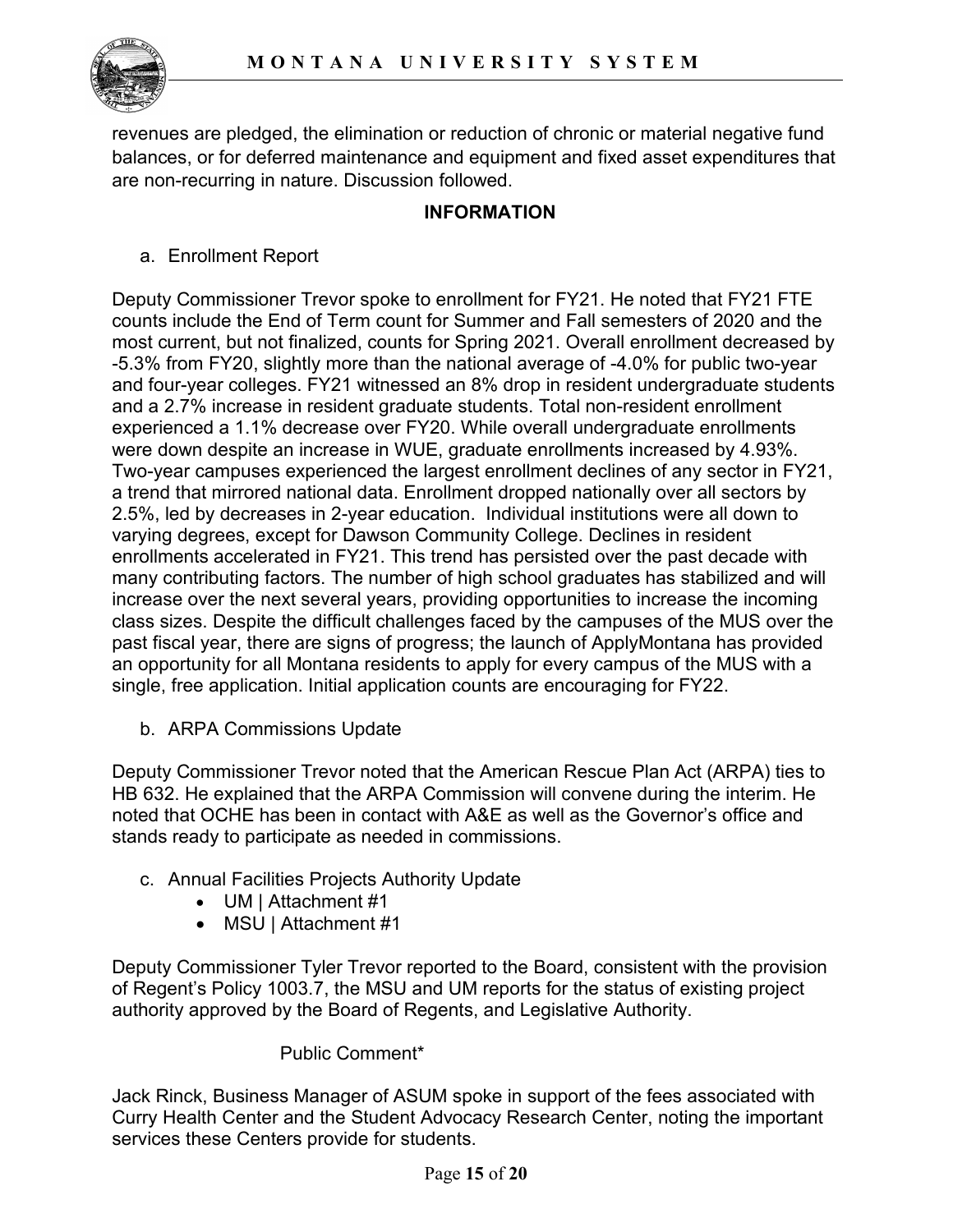revenues are pledged, the elimination or reduction of chronic or material negative fund balances, or for deferred maintenance and equipment and fixed asset expenditures that are non-recurring in nature. Discussion followed.

**INFORMATION**

a. Enrollment Report

Deputy Commissioner Trevor spoke to enrollment for FY21. He noted that FY21 FTE counts include the End of Term count for Summer and Fall semesters of 2020 and the most current, but not finalized, counts for Spring 2021. Overall enrollment decreased by -5.3% from FY20, slightly more than the national average of -4.0% for public two-year and four-year colleges. FY21 witnessed an 8% drop in resident undergraduate students and a 2.7% increase in resident graduate students. Total non-resident enrollment experienced a 1.1% decrease over FY20. While overall undergraduate enrollments were down despite an increase in WUE, graduate enrollments increased by 4.93%. Two-year campuses experienced the largest enrollment declines of any sector in FY21, a trend that mirrored national data. Enrollment dropped nationally over all sectors by 2.5%, led by decreases in 2-year education. Individual institutions were all down to varying degrees, except for Dawson Community College. Declines in resident enrollments accelerated in FY21. This trend has persisted over the past decade with many contributing factors. The number of high school graduates has stabilized and will increase over the next several years, providing opportunities to increase the incoming class sizes. Despite the difficult challenges faced by the campuses of the MUS over the past fiscal year, there are signs of progress; the launch of ApplyMontana has provided an opportunity for all Montana residents to apply for every campus of the MUS with a single, free application. Initial application counts are encouraging for FY22.

b. ARPA Commissions Update

Deputy Commissioner Trevor noted that the American Rescue Plan Act (ARPA) ties to HB 632. He explained that the ARPA Commission will convene during the interim. He noted that OCHE has been in contact with A&E as well as the Governor's office and stands ready to participate as needed in commissions.

c. Annual Facilities Projects Authority Update
   - UM | Attachment #1
   - MSU | Attachment #1

Deputy Commissioner Tyler Trevor reported to the Board, consistent with the provision of Regent's Policy 1003.7, the MSU and UM reports for the status of existing project authority approved by the Board of Regents, and Legislative Authority.

Public Comment*

Jack Rinck, Business Manager of ASUM spoke in support of the fees associated with Curry Health Center and the Student Advocacy Research Center, noting the important services these Centers provide for students.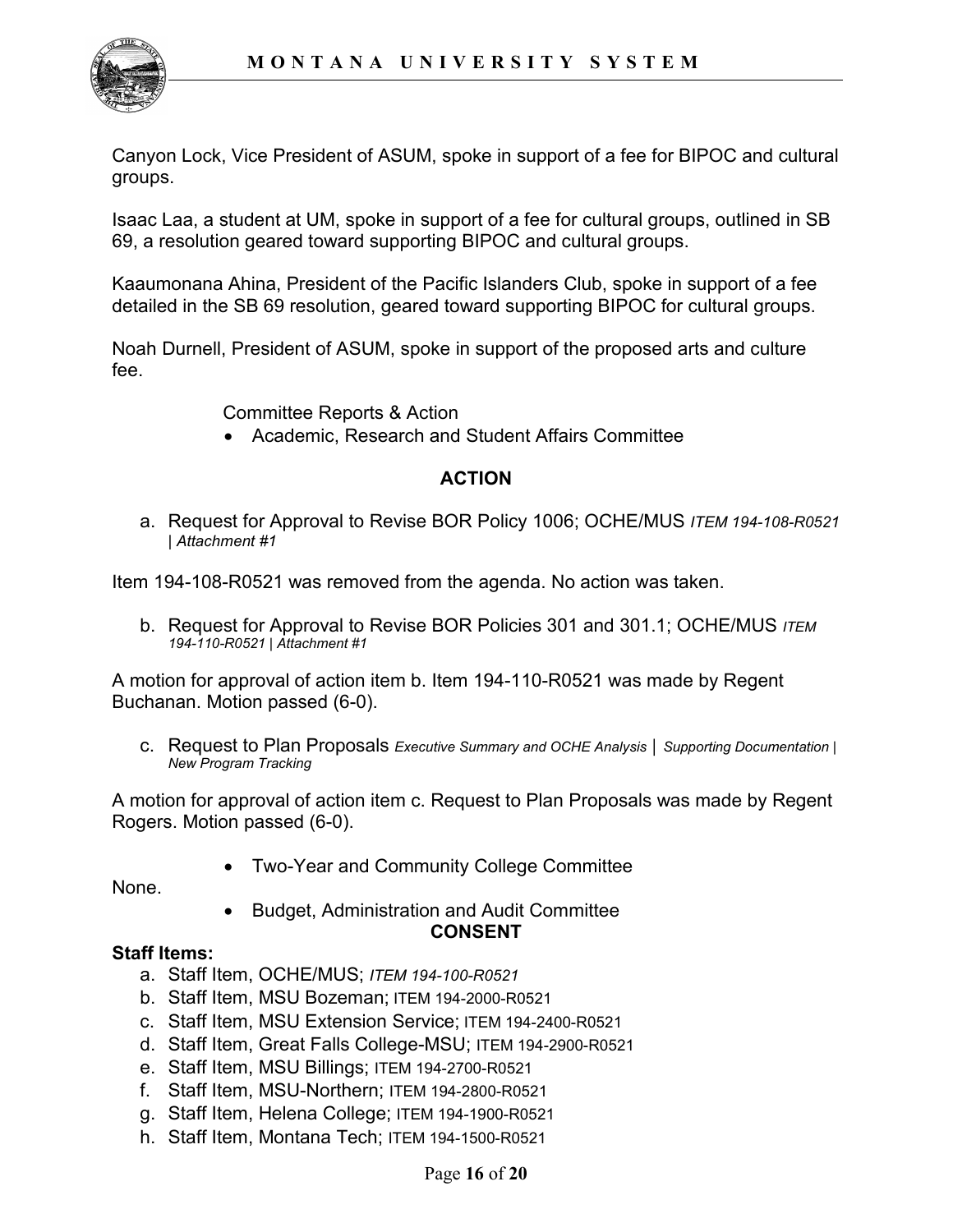Canyon Lock, Vice President of ASUM, spoke in support of a fee for BIPOC and cultural groups.

Isaac Laa, a student at UM, spoke in support of a fee for cultural groups, outlined in SB 69, a resolution geared toward supporting BIPOC and cultural groups.

Kaaumonana Ahina, President of the Pacific Islanders Club, spoke in support of a fee detailed in the SB 69 resolution, geared toward supporting BIPOC for cultural groups.

Noah Durnell, President of ASUM, spoke in support of the proposed arts and culture fee.

Committee Reports & Action

- Academic, Research and Student Affairs Committee

**ACTION**

a. Request for Approval to Revise BOR Policy 1006; OCHE/MUS *ITEM 194-108-R0521 | Attachment #1*

Item 194-108-R0521 was removed from the agenda. No action was taken.

b. Request for Approval to Revise BOR Policies 301 and 301.1; OCHE/MUS *ITEM 194-110-R0521 | Attachment #1*

A motion for approval of action item b. Item 194-110-R0521 was made by Regent Buchanan. Motion passed (6-0).

c. Request to Plan Proposals *Executive Summary and OCHE Analysis* | *Supporting Documentation | New Program Tracking*

A motion for approval of action item c. Request to Plan Proposals was made by Regent Rogers. Motion passed (6-0).

- Two-Year and Community College Committee

None.

- Budget, Administration and Audit Committee

**CONSENT**

**Staff Items:**

a. Staff Item, OCHE/MUS; *ITEM 194-100-R0521*
b. Staff Item, MSU Bozeman; ITEM 194-2000-R0521
c. Staff Item, MSU Extension Service; ITEM 194-2400-R0521
d. Staff Item, Great Falls College-MSU; ITEM 194-2900-R0521
e. Staff Item, MSU Billings; ITEM 194-2700-R0521
f. Staff Item, MSU-Northern; ITEM 194-2800-R0521
g. Staff Item, Helena College; ITEM 194-1900-R0521
h. Staff Item, Montana Tech; ITEM 194-1500-R0521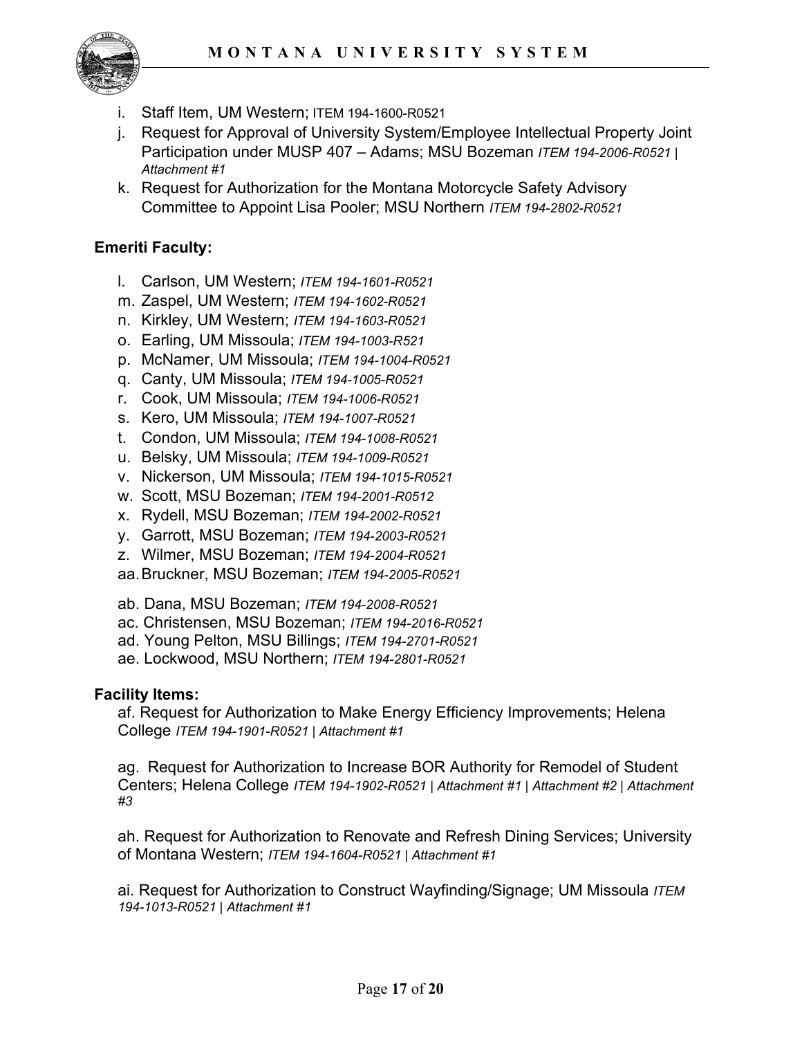i. Staff Item, UM Western; ITEM 194-1600-R0521
j. Request for Approval of University System/Employee Intellectual Property Joint Participation under MUSP 407 – Adams; MSU Bozeman *ITEM 194-2006-R0521 | Attachment #1*
k. Request for Authorization for the Montana Motorcycle Safety Advisory Committee to Appoint Lisa Pooler; MSU Northern *ITEM 194-2802-R0521*

**Emeriti Faculty:**

l. Carlson, UM Western; *ITEM 194-1601-R0521*
m. Zaspel, UM Western; *ITEM 194-1602-R0521*
n. Kirkley, UM Western; *ITEM 194-1603-R0521*
o. Earling, UM Missoula; *ITEM 194-1003-R521*
p. McNamer, UM Missoula; *ITEM 194-1004-R0521*
q. Canty, UM Missoula; *ITEM 194-1005-R0521*
r. Cook, UM Missoula; *ITEM 194-1006-R0521*
s. Kero, UM Missoula; *ITEM 194-1007-R0521*
t. Condon, UM Missoula; *ITEM 194-1008-R0521*
u. Belsky, UM Missoula; *ITEM 194-1009-R0521*
v. Nickerson, UM Missoula; *ITEM 194-1015-R0521*
w. Scott, MSU Bozeman; *ITEM 194-2001-R0512*
x. Rydell, MSU Bozeman; *ITEM 194-2002-R0521*
y. Garrott, MSU Bozeman; *ITEM 194-2003-R0521*
z. Wilmer, MSU Bozeman; *ITEM 194-2004-R0521*
aa. Bruckner, MSU Bozeman; *ITEM 194-2005-R0521*

ab. Dana, MSU Bozeman; *ITEM 194-2008-R0521*
ac. Christensen, MSU Bozeman; *ITEM 194-2016-R0521*
ad. Young Pelton, MSU Billings; *ITEM 194-2701-R0521*
ae. Lockwood, MSU Northern; *ITEM 194-2801-R0521*

**Facility Items:**

af. Request for Authorization to Make Energy Efficiency Improvements; Helena College *ITEM 194-1901-R0521 | Attachment #1*

ag. Request for Authorization to Increase BOR Authority for Remodel of Student Centers; Helena College *ITEM 194-1902-R0521 | Attachment #1 | Attachment #2 | Attachment #3*

ah. Request for Authorization to Renovate and Refresh Dining Services; University of Montana Western; *ITEM 194-1604-R0521 | Attachment #1*

ai. Request for Authorization to Construct Wayfinding/Signage; UM Missoula *ITEM 194-1013-R0521 | Attachment #1*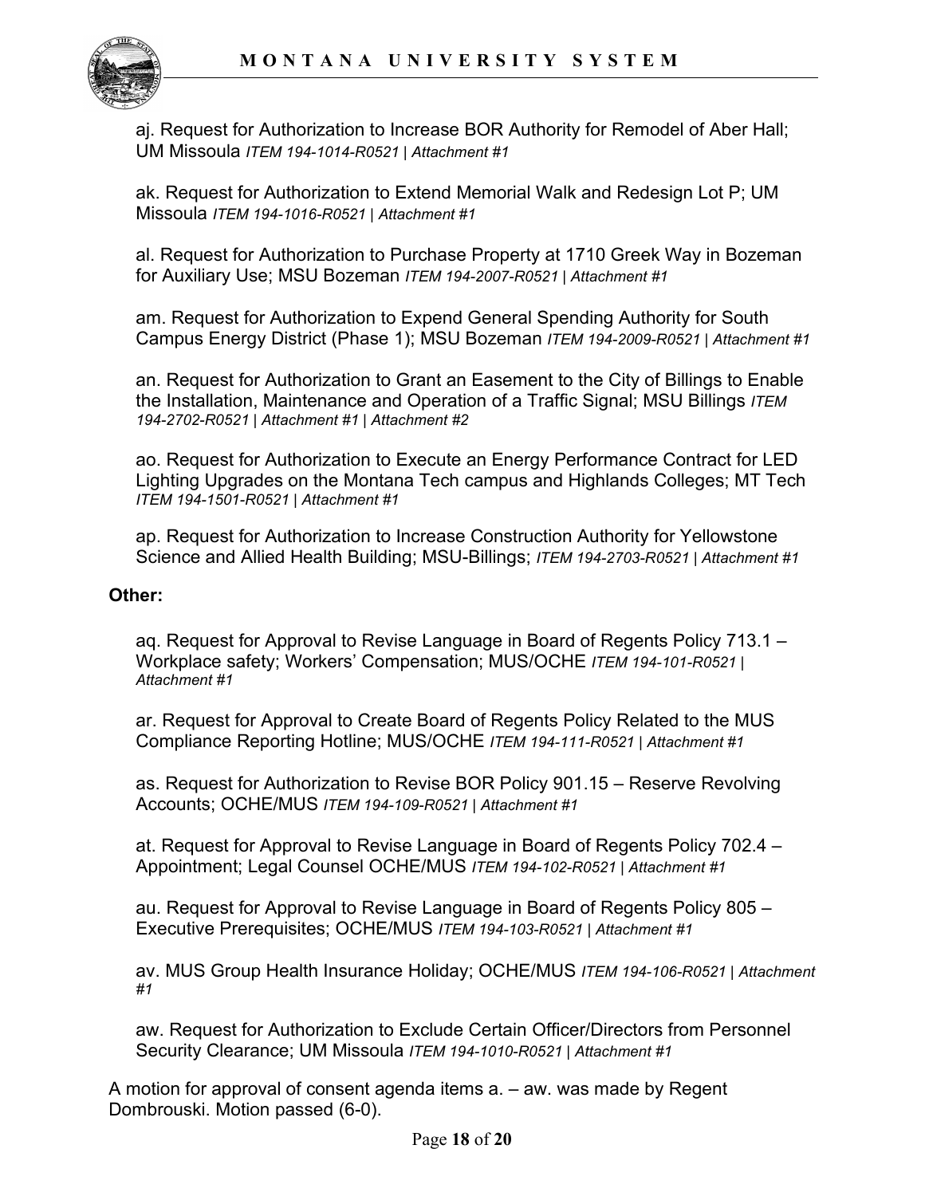aj. Request for Authorization to Increase BOR Authority for Remodel of Aber Hall; UM Missoula *ITEM 194-1014-R0521 | Attachment #1*

ak. Request for Authorization to Extend Memorial Walk and Redesign Lot P; UM Missoula *ITEM 194-1016-R0521 | Attachment #1*

al. Request for Authorization to Purchase Property at 1710 Greek Way in Bozeman for Auxiliary Use; MSU Bozeman *ITEM 194-2007-R0521 | Attachment #1*

am. Request for Authorization to Expend General Spending Authority for South Campus Energy District (Phase 1); MSU Bozeman *ITEM 194-2009-R0521 | Attachment #1*

an. Request for Authorization to Grant an Easement to the City of Billings to Enable the Installation, Maintenance and Operation of a Traffic Signal; MSU Billings *ITEM 194-2702-R0521 | Attachment #1 | Attachment #2*

ao. Request for Authorization to Execute an Energy Performance Contract for LED Lighting Upgrades on the Montana Tech campus and Highlands Colleges; MT Tech *ITEM 194-1501-R0521 | Attachment #1*

ap. Request for Authorization to Increase Construction Authority for Yellowstone Science and Allied Health Building; MSU-Billings; *ITEM 194-2703-R0521 | Attachment #1*

**Other:**

aq. Request for Approval to Revise Language in Board of Regents Policy 713.1 – Workplace safety; Workers' Compensation; MUS/OCHE *ITEM 194-101-R0521 | Attachment #1*

ar. Request for Approval to Create Board of Regents Policy Related to the MUS Compliance Reporting Hotline; MUS/OCHE *ITEM 194-111-R0521 | Attachment #1*

as. Request for Authorization to Revise BOR Policy 901.15 – Reserve Revolving Accounts; OCHE/MUS *ITEM 194-109-R0521 | Attachment #1*

at. Request for Approval to Revise Language in Board of Regents Policy 702.4 – Appointment; Legal Counsel OCHE/MUS *ITEM 194-102-R0521 | Attachment #1*

au. Request for Approval to Revise Language in Board of Regents Policy 805 – Executive Prerequisites; OCHE/MUS *ITEM 194-103-R0521 | Attachment #1*

av. MUS Group Health Insurance Holiday; OCHE/MUS *ITEM 194-106-R0521 | Attachment #1*

aw. Request for Authorization to Exclude Certain Officer/Directors from Personnel Security Clearance; UM Missoula *ITEM 194-1010-R0521 | Attachment #1*

A motion for approval of consent agenda items a. – aw. was made by Regent Dombrouski. Motion passed (6-0).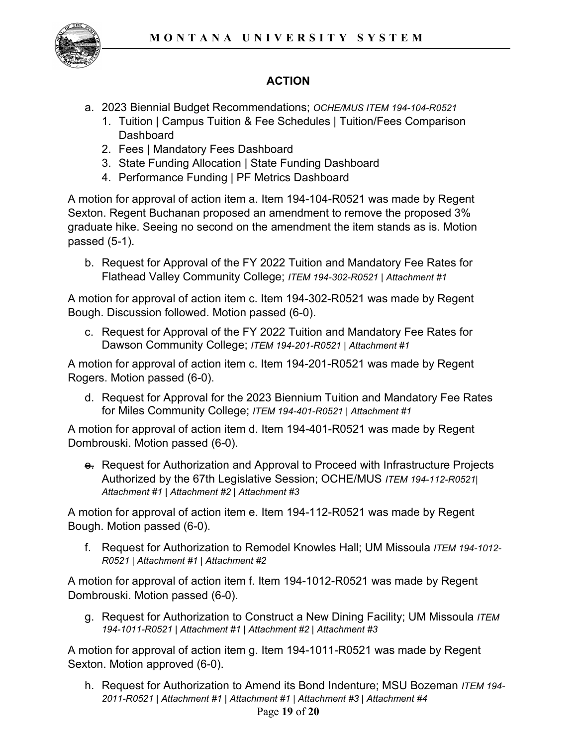## ACTION

a. 2023 Biennial Budget Recommendations; *OCHE/MUS ITEM 194-104-R0521*
   1. Tuition | Campus Tuition & Fee Schedules | Tuition/Fees Comparison Dashboard
   2. Fees | Mandatory Fees Dashboard
   3. State Funding Allocation | State Funding Dashboard
   4. Performance Funding | PF Metrics Dashboard

A motion for approval of action item a. Item 194-104-R0521 was made by Regent Sexton. Regent Buchanan proposed an amendment to remove the proposed 3% graduate hike. Seeing no second on the amendment the item stands as is. Motion passed (5-1).

b. Request for Approval of the FY 2022 Tuition and Mandatory Fee Rates for Flathead Valley Community College; *ITEM 194-302-R0521 | Attachment #1*

A motion for approval of action item c. Item 194-302-R0521 was made by Regent Bough. Discussion followed. Motion passed (6-0).

c. Request for Approval of the FY 2022 Tuition and Mandatory Fee Rates for Dawson Community College; *ITEM 194-201-R0521 | Attachment #1*

A motion for approval of action item c. Item 194-201-R0521 was made by Regent Rogers. Motion passed (6-0).

d. Request for Approval for the 2023 Biennium Tuition and Mandatory Fee Rates for Miles Community College; *ITEM 194-401-R0521 | Attachment #1*

A motion for approval of action item d. Item 194-401-R0521 was made by Regent Dombrouski. Motion passed (6-0).

~~e.~~ Request for Authorization and Approval to Proceed with Infrastructure Projects Authorized by the 67th Legislative Session; OCHE/MUS *ITEM 194-112-R0521| Attachment #1 | Attachment #2 | Attachment #3*

A motion for approval of action item e. Item 194-112-R0521 was made by Regent Bough. Motion passed (6-0).

f. Request for Authorization to Remodel Knowles Hall; UM Missoula *ITEM 194-1012-R0521 | Attachment #1 | Attachment #2*

A motion for approval of action item f. Item 194-1012-R0521 was made by Regent Dombrouski. Motion passed (6-0).

g. Request for Authorization to Construct a New Dining Facility; UM Missoula *ITEM 194-1011-R0521 | Attachment #1 | Attachment #2 | Attachment #3*

A motion for approval of action item g. Item 194-1011-R0521 was made by Regent Sexton. Motion approved (6-0).

h. Request for Authorization to Amend its Bond Indenture; MSU Bozeman *ITEM 194-2011-R0521 | Attachment #1 | Attachment #1 | Attachment #3 | Attachment #4*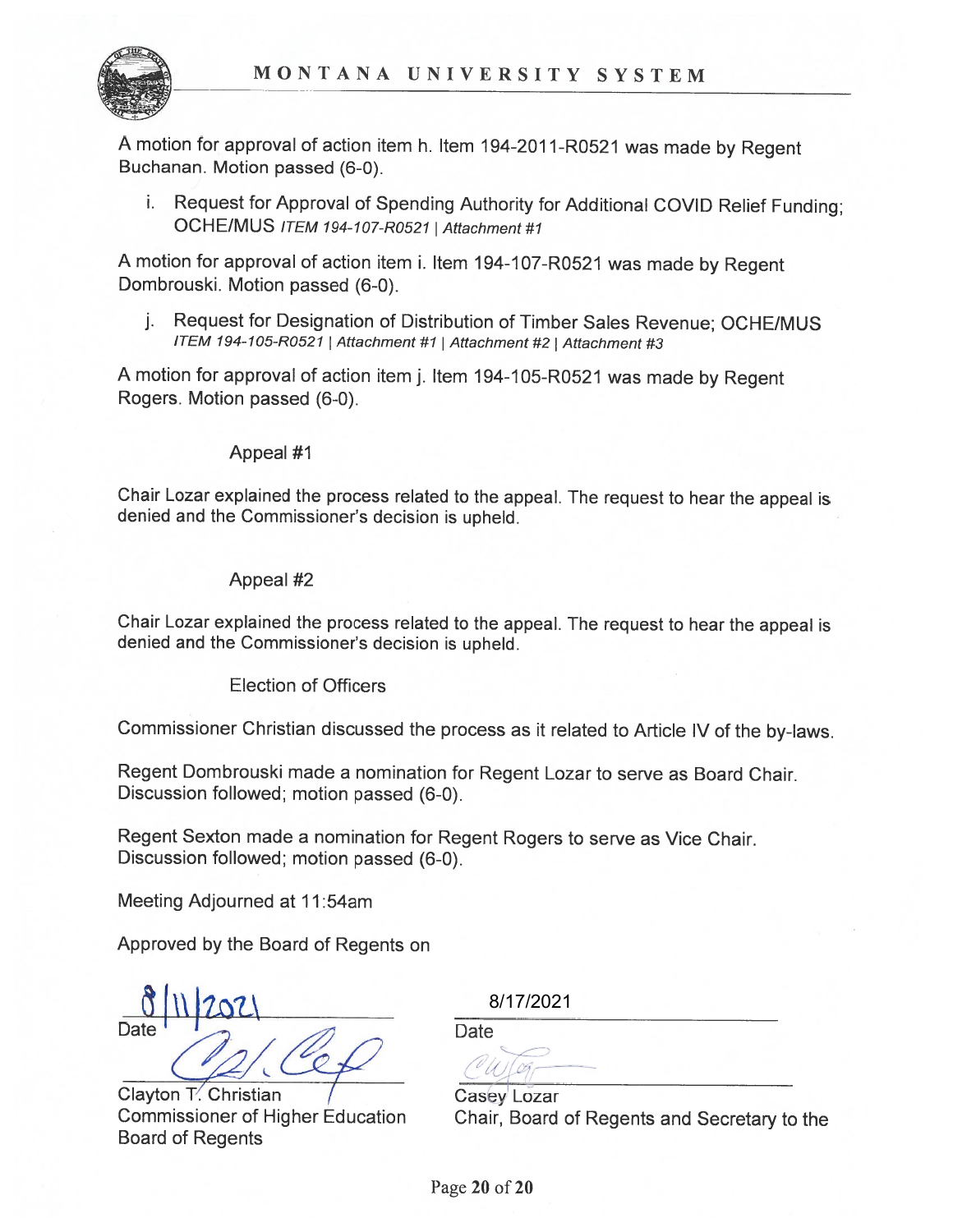A motion for approval of action item h. Item 194-2011-R0521 was made by Regent Buchanan. Motion passed (6-0).

i. Request for Approval of Spending Authority for Additional COVID Relief Funding; OCHE/MUS *ITEM 194-107-R0521 | Attachment #1*

A motion for approval of action item i. Item 194-107-R0521 was made by Regent Dombrouski. Motion passed (6-0).

j. Request for Designation of Distribution of Timber Sales Revenue; OCHE/MUS *ITEM 194-105-R0521 | Attachment #1 | Attachment #2 | Attachment #3*

A motion for approval of action item j. Item 194-105-R0521 was made by Regent Rogers. Motion passed (6-0).

Appeal #1

Chair Lozar explained the process related to the appeal. The request to hear the appeal is denied and the Commissioner's decision is upheld.

Appeal #2

Chair Lozar explained the process related to the appeal. The request to hear the appeal is denied and the Commissioner's decision is upheld.

Election of Officers

Commissioner Christian discussed the process as it related to Article IV of the by-laws.

Regent Dombrouski made a nomination for Regent Lozar to serve as Board Chair. Discussion followed; motion passed (6-0).

Regent Sexton made a nomination for Regent Rogers to serve as Vice Chair. Discussion followed; motion passed (6-0).

Meeting Adjourned at 11:54am

Approved by the Board of Regents on

8/11/2021
Date

Clayton T. Christian
Commissioner of Higher Education
Board of Regents

8/17/2021
Date

Casey Lozar
Chair, Board of Regents and Secretary to the